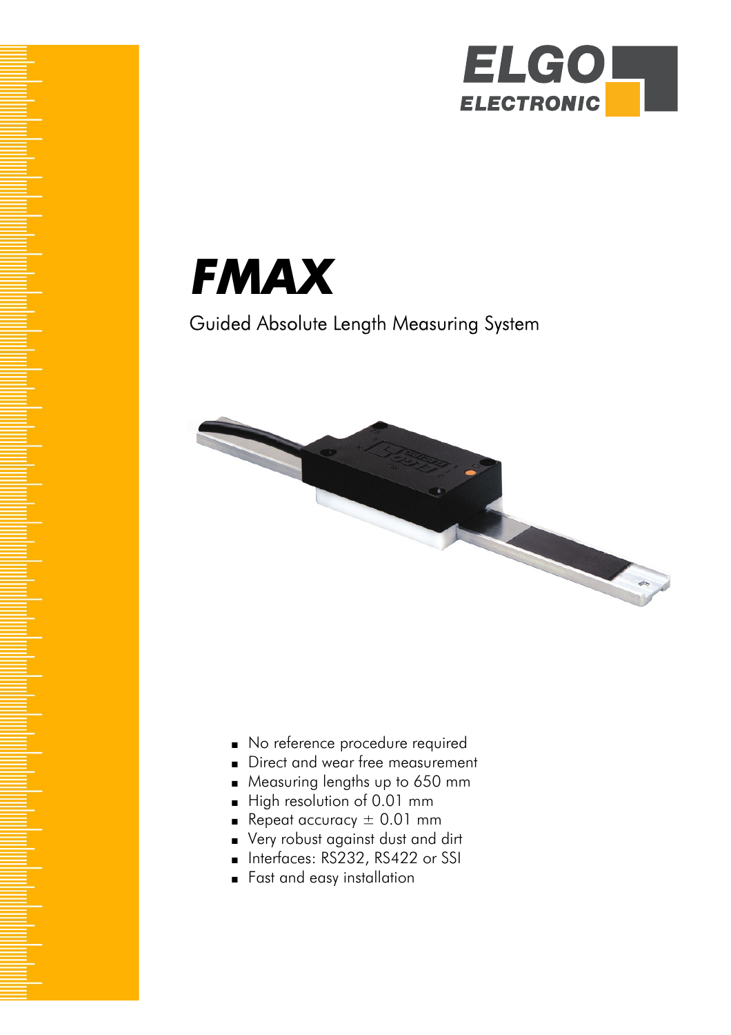ELGO ELECTRONIC

# FMAX

Guided Absolute Length Measuring System

- No reference procedure required
- Direct and wear free measurement
- Measuring lengths up to 650 mm
- High resolution of 0.01 mm
- Repeat accuracy ± 0.01 mm
- Very robust against dust and dirt
- Interfaces: RS232, RS422 or SSI
- Fast and easy installation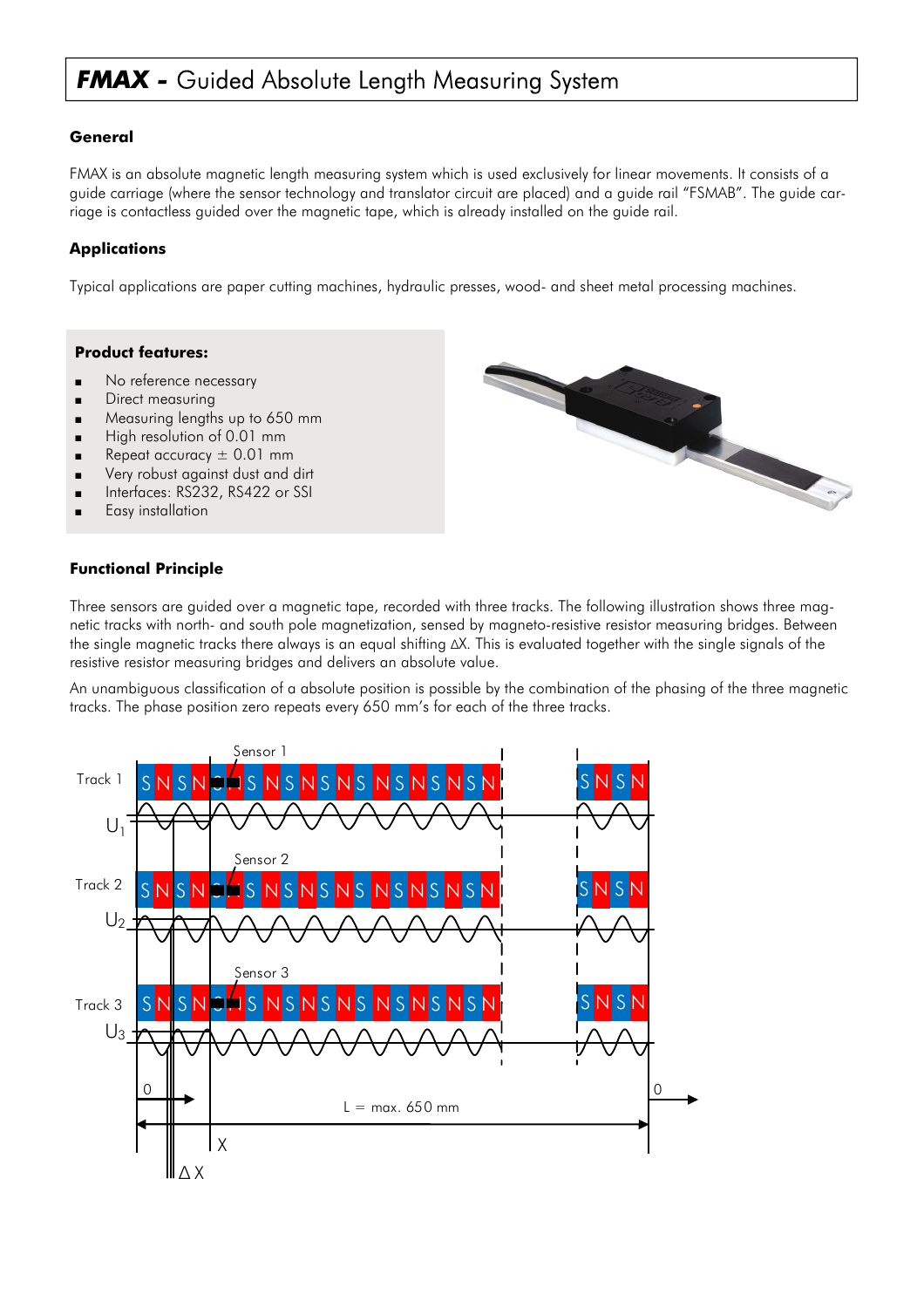# *FMAX* - Guided Absolute Length Measuring System

### General

FMAX is an absolute magnetic length measuring system which is used exclusively for linear movements. It consists of a guide carriage (where the sensor technology and translator circuit are placed) and a guide rail "FSMAB". The guide carriage is contactless guided over the magnetic tape, which is already installed on the guide rail.

### Applications

Typical applications are paper cutting machines, hydraulic presses, wood- and sheet metal processing machines.

### Product features:

- No reference necessary
- Direct measuring
- Measuring lengths up to 650 mm
- High resolution of 0.01 mm
- Repeat accuracy ± 0.01 mm
- Very robust against dust and dirt
- Interfaces: RS232, RS422 or SSI
- Easy installation

### Functional Principle

Three sensors are guided over a magnetic tape, recorded with three tracks. The following illustration shows three magnetic tracks with north- and south pole magnetization, sensed by magneto-resistive resistor measuring bridges. Between the single magnetic tracks there always is an equal shifting ΔX. This is evaluated together with the single signals of the resistive resistor measuring bridges and delivers an absolute value.

An unambiguous classification of a absolute position is possible by the combination of the phasing of the three magnetic tracks. The phase position zero repeats every 650 mm's for each of the three tracks.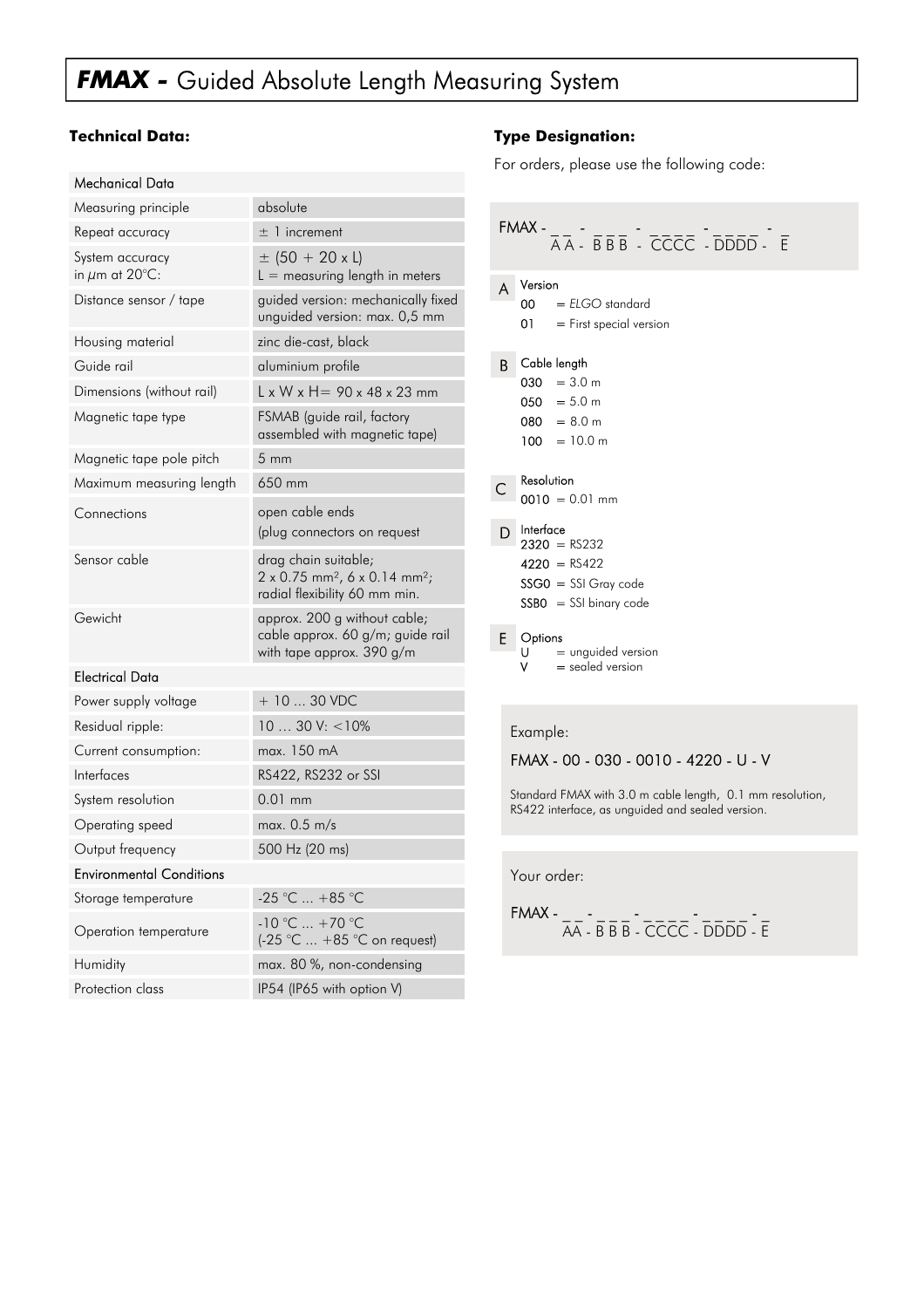# *FMAX -* Guided Absolute Length Measuring System

## Technical Data:

| Mechanical Data | |
|---|---|
| Measuring principle | absolute |
| Repeat accuracy | ± 1 increment |
| System accuracy in $\mu$m at 20°C: | ± (50 + 20 x L) L = measuring length in meters |
| Distance sensor / tape | guided version: mechanically fixed unguided version: max. 0,5 mm |
| Housing material | zinc die-cast, black |
| Guide rail | aluminium profile |
| Dimensions (without rail) | L x W x H= 90 x 48 x 23 mm |
| Magnetic tape type | FSMAB (guide rail, factory assembled with magnetic tape) |
| Magnetic tape pole pitch | 5 mm |
| Maximum measuring length | 650 mm |
| Connections | open cable ends (plug connectors on request |
| Sensor cable | drag chain suitable; 2 x 0.75 mm², 6 x 0.14 mm²; radial flexibility 60 mm min. |
| Gewicht | approx. 200 g without cable; cable approx. 60 g/m; guide rail with tape approx. 390 g/m |
| **Electrical Data** | |
| Power supply voltage | + 10 ... 30 VDC |
| Residual ripple: | 10 … 30 V: <10% |
| Current consumption: | max. 150 mA |
| Interfaces | RS422, RS232 or SSI |
| System resolution | 0.01 mm |
| Operating speed | max. 0.5 m/s |
| Output frequency | 500 Hz (20 ms) |
| **Environmental Conditions** | |
| Storage temperature | -25 °C ... +85 °C |
| Operation temperature | -10 °C ... +70 °C (-25 °C ... +85 °C on request) |
| Humidity | max. 80 %, non-condensing |
| Protection class | IP54 (IP65 with option V) |

## Type Designation:

For orders, please use the following code:

FMAX - _ _ - _ _ _ - _ _ _ _ - _ _ _ _ - _
AA - BBB - CCCC - DDDD - E

**A** Version
- 00 = *ELGO* standard
- 01 = First special version

**B** Cable length
- 030 = 3.0 m
- 050 = 5.0 m
- 080 = 8.0 m
- 100 = 10.0 m

**C** Resolution
- 0010 = 0.01 mm

**D** Interface
- 2320 = RS232
- 4220 = RS422
- SSG0 = SSI Gray code
- SSB0 = SSI binary code

**E** Options
- U = unguided version
- V = sealed version

Example:

FMAX - 00 - 030 - 0010 - 4220 - U - V

Standard FMAX with 3.0 m cable length, 0.1 mm resolution, RS422 interface, as unguided and sealed version.

Your order:

FMAX - _ _ - _ _ _ - _ _ _ _ - _ _ _ _ - _
AA - B B B - CCCC - DDDD - E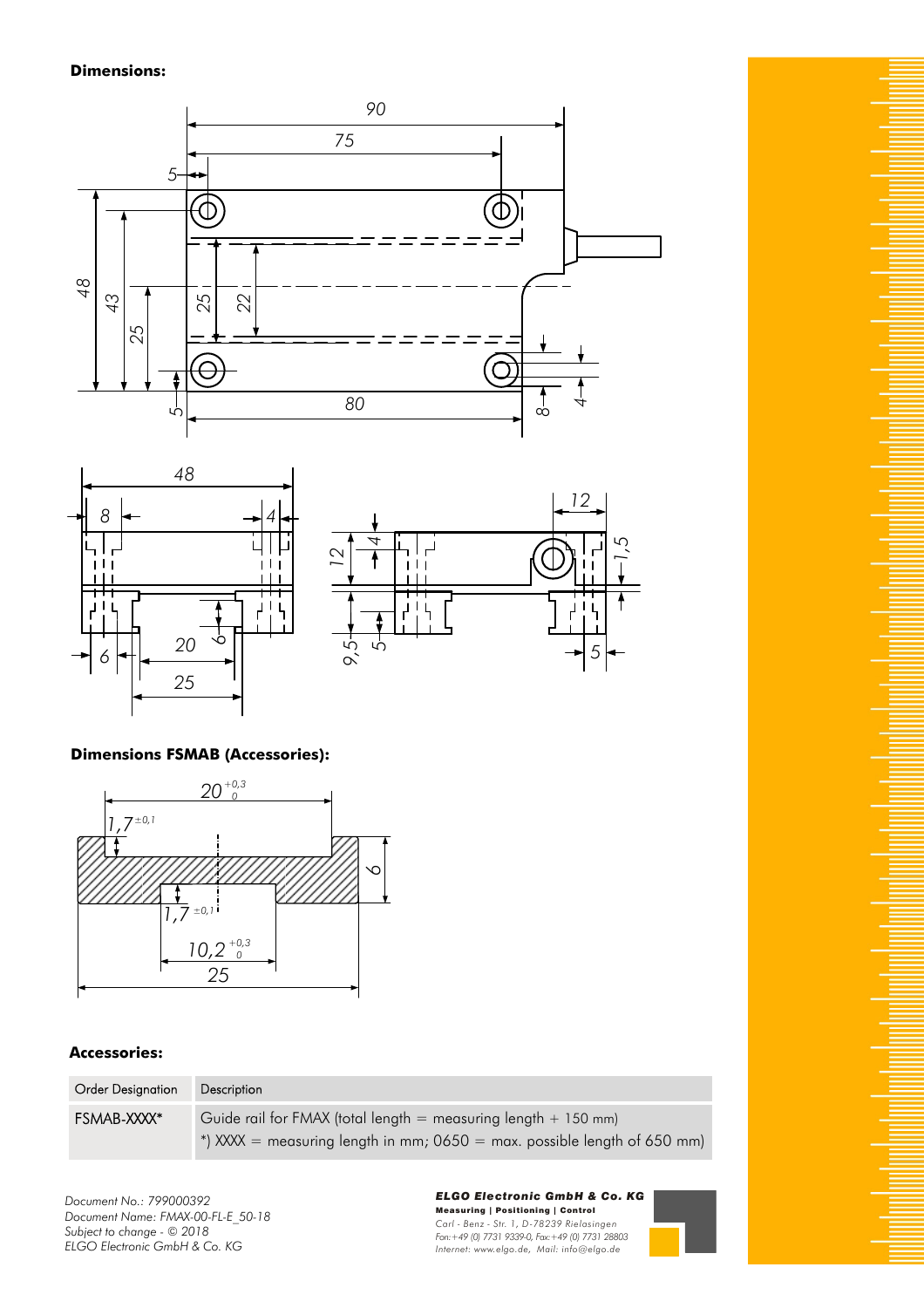**Dimensions:**

90
75
5
48
43
25
25
22
5
80
8
4

48
8
4
6
20
6
25

12
12
4
1,5
9,5
5
5

**Dimensions FSMAB (Accessories):**

$20^{+0,3}_{0}$
$1,7^{\pm 0,1}$
6
$1,7^{\pm 0,1}$
$10,2^{+0,3}_{0}$
25

**Accessories:**

| Order Designation | Description |
|---|---|
| FSMAB-XXXX* | Guide rail for FMAX (total length = measuring length + 150 mm)<br>*) XXXX = measuring length in mm; 0650 = max. possible length of 650 mm) |

*Document No.: 799000392*
*Document Name: FMAX-00-FL-E_50-18*
*Subject to change - © 2018*
*ELGO Electronic GmbH & Co. KG*

***ELGO Electronic GmbH & Co. KG***
**Measuring | Positioning | Control**
*Carl - Benz - Str. 1, D-78239 Rielasingen*
*Fon:+49 (0) 7731 9339-0, Fax:+49 (0) 7731 28803*
*Internet: www.elgo.de, Mail: info@elgo.de*